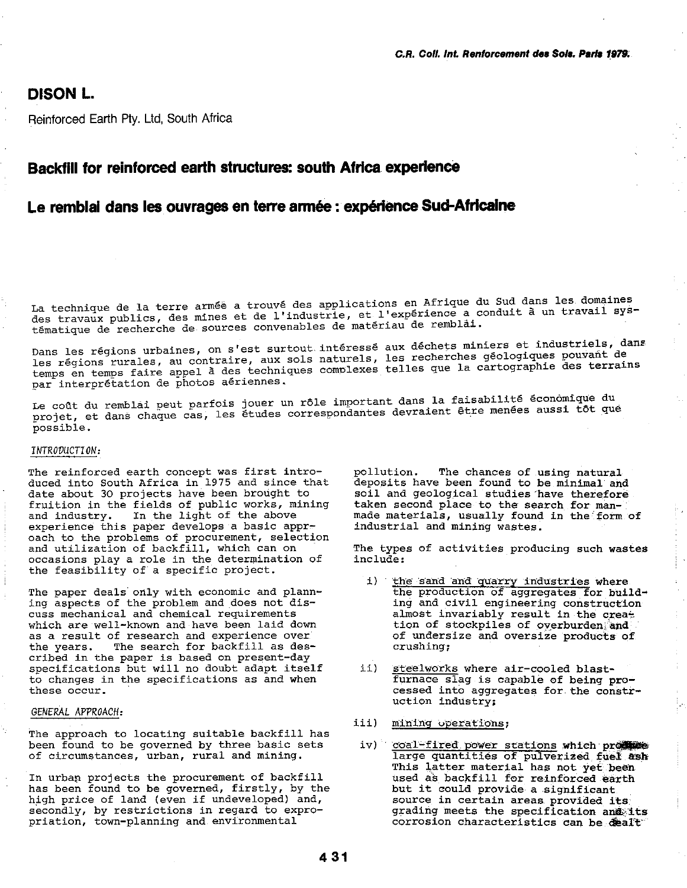# DISON L.

Reinforced Earth Pty. Ltd, South Africa

## Backfill for reinforced earth structures: south Africa experience

## Le remblai dans les ouvrages en terre armée : expérience Sud-Africaine

La technique de la terre armée a trouvé des applications en Afrique du Sud dans les domaines des travaux publics, des mines et de l'industrie, et l'expérience a conduit à un travail systématique de recherche de sources convenables de matériau de remblai.

Dans les régions urbaines, on s'est surtout intéressé aux déchets miniers et industriels, dans les régions rurales, au contraire, aux sols naturels, les recherches géologiques pouvant de temps en temps faire appel à des techniques complexes telles que la cartographie des terrains par interprétation de photos aériennes.

Le coût du remblai peut parfois jouer un rôle important dans la faisabilité économique du projet, et dans chaque cas, les études correspondantes devraient être menées aussi tôt que possible.

### *INTRODUCTION:*

The reinforced earth concept was first introduced into South Africa in 1975 and since that date about 30 projects have been brought to fruition in the fields of public works, mining and industry. In the light of the above experience this paper develops a basic approach to the problems of procurement, selection and utilization of backfill, which can on occasions play a role in the determination of the feasibility of a specific project.

The paper deals only with economic and planning aspects of the problem and does not discuss mechanical and chemical requirements which are well-known and have been laid down as a result of research and experience over the years. The search for backfill as described in the paper is based on present-day specifications but will no doubt adapt itself to changes in the specifications as and when these occur.

### *GENERAL APPROACH:*

The approach to locating suitable backfill has been found to be governed by three basic sets of circumstances, urban, rural and mining.

In urban projects the procurement of backfill has been found to be governed, firstly, by the high price of land (even if undeveloped) and, secondly, by restrictions in regard to expropriation, town-planning and environmental pollution. The chances of using natural deposits have been found to be minimal and soil and geological studies have therefore taken second place to the search for man-made materials, usually found in the form of industrial and mining wastes.

The types of activities producing such wastes include:

i) <u>the sand and quarry industries</u> where the production of aggregates for building and civil engineering construction almost invariably result in the creation of stockpiles of overburden and of undersize and oversize products of crushing;

ii) <u>steelworks</u> where air-cooled blast-furnace slag is capable of being processed into aggregates for the construction industry;

iii) <u>mining operations</u>;

iv) <u>coal-fired power stations</u> which produce large quantities of pulverized fuel ash. This latter material has not yet been used as backfill for reinforced earth but it could provide a significant source in certain areas provided its grading meets the specification and its corrosion characteristics can be dealt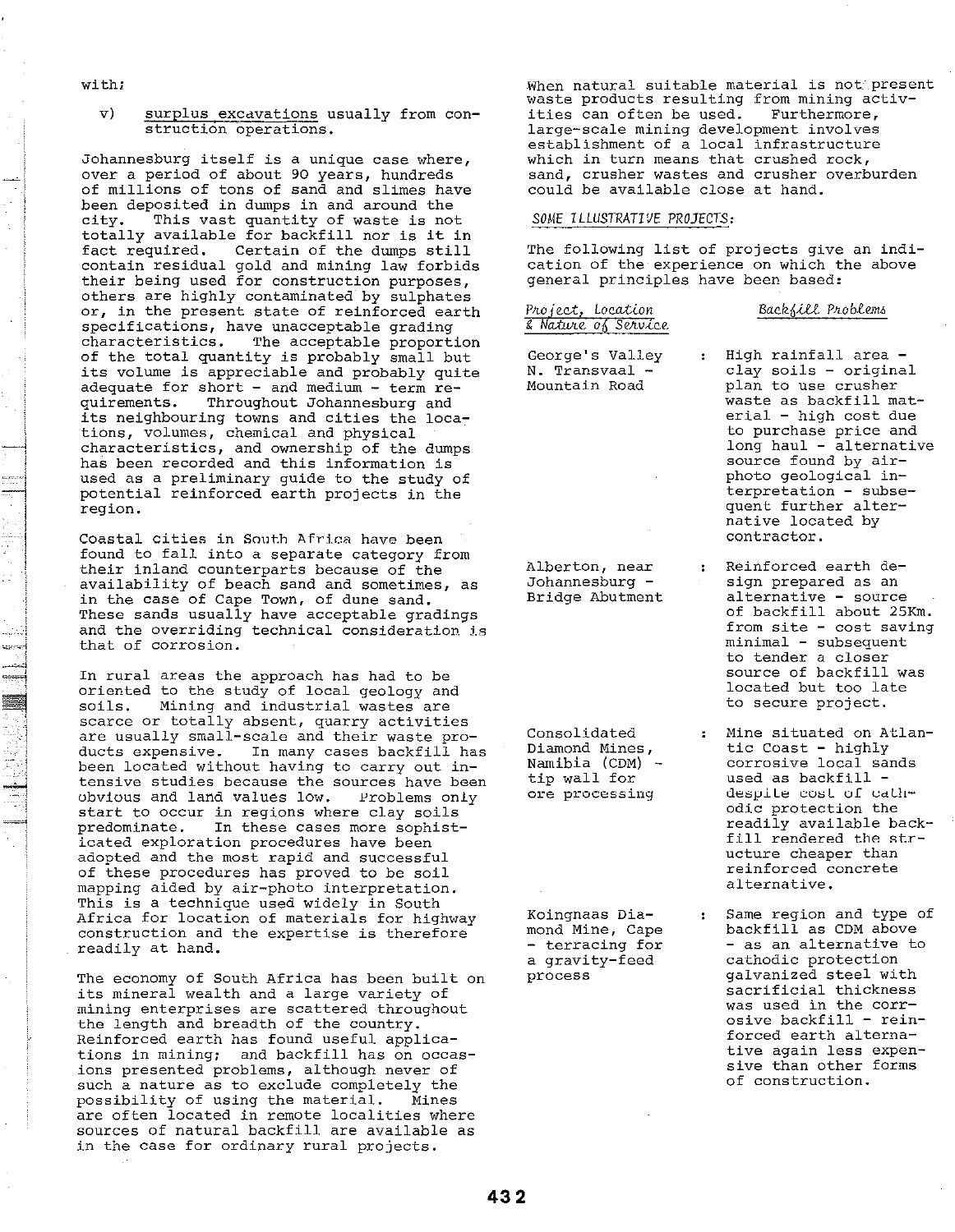with;

v) surplus excavations usually from construction operations.

Johannesburg itself is a unique case where, over a period of about 90 years, hundreds of millions of tons of sand and slimes have been deposited in dumps in and around the city. This vast quantity of waste is not totally available for backfill nor is it in fact required. Certain of the dumps still contain residual gold and mining law forbids their being used for construction purposes, others are highly contaminated by sulphates or, in the present state of reinforced earth specifications, have unacceptable grading characteristics. The acceptable proportion of the total quantity is probably small but its volume is appreciable and probably quite adequate for short - and medium - term requirements. Throughout Johannesburg and its neighbouring towns and cities the locations, volumes, chemical and physical characteristics, and ownership of the dumps has been recorded and this information is used as a preliminary guide to the study of potential reinforced earth projects in the region.

Coastal cities in South Africa have been found to fall into a separate category from their inland counterparts because of the availability of beach sand and sometimes, as in the case of Cape Town, of dune sand. These sands usually have acceptable gradings and the overriding technical consideration is that of corrosion.

In rural areas the approach has had to be oriented to the study of local geology and soils. Mining and industrial wastes are scarce or totally absent, quarry activities are usually small-scale and their waste products expensive. In many cases backfill has been located without having to carry out intensive studies because the sources have been obvious and land values low. Problems only start to occur in regions where clay soils predominate. In these cases more sophisticated exploration procedures have been adopted and the most rapid and successful of these procedures has proved to be soil mapping aided by air-photo interpretation. This is a technique used widely in South Africa for location of materials for highway construction and the expertise is therefore readily at hand.

The economy of South Africa has been built on its mineral wealth and a large variety of mining enterprises are scattered throughout the length and breadth of the country. Reinforced earth has found useful applications in mining; and backfill has on occasions presented problems, although never of such a nature as to exclude completely the possibility of using the material. Mines are often located in remote localities where sources of natural backfill are available as in the case for ordinary rural projects.

When natural suitable material is not present waste products resulting from mining activities can often be used. Furthermore, large-scale mining development involves establishment of a local infrastructure which in turn means that crushed rock, sand, crusher wastes and crusher overburden could be available close at hand.

## SOME ILLUSTRATIVE PROJECTS:

The following list of projects give an indication of the experience on which the above general principles have been based:

| *Project, Location & Nature of Service* | *Backfill Problems* |
|---|---|
| George's Valley N. Transvaal - Mountain Road | High rainfall area - clay soils - original plan to use crusher waste as backfill material - high cost due to purchase price and long haul - alternative source found by air-photo geological interpretation - subsequent further alternative located by contractor. |
| Alberton, near Johannesburg - Bridge Abutment | Reinforced earth design prepared as an alternative - source of backfill about 25Km. from site - cost saving minimal - subsequent to tender a closer source of backfill was located but too late to secure project. |
| Consolidated Diamond Mines, Namibia (CDM) - tip wall for ore processing | Mine situated on Atlantic Coast - highly corrosive local sands used as backfill - despite cost of cathodic protection the readily available backfill rendered the structure cheaper than reinforced concrete alternative. |
| Koingnaas Diamond Mine, Cape - terracing for a gravity-feed process | Same region and type of backfill as CDM above - as an alternative to cathodic protection galvanized steel with sacrificial thickness was used in the corrosive backfill - reinforced earth alternative again less expensive than other forms of construction. |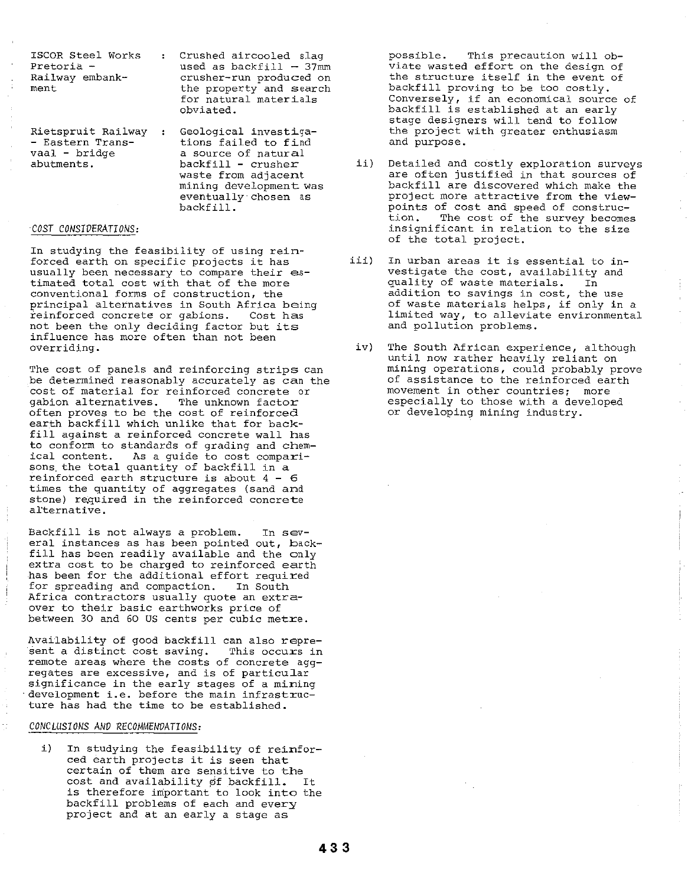| | | |
|---|---|---|
| ISCOR Steel Works Pretoria - Railway embankment | : | Crushed aircooled slag used as backfill - 37mm crusher-run produced on the property and search for natural materials obviated. |
| Rietspruit Railway - Eastern Transvaal - bridge abutments. | : | Geological investigations failed to find a source of natural backfill - crusher waste from adjacent mining development was eventually chosen as backfill. |

### *COST CONSIDERATIONS:*

In studying the feasibility of using reinforced earth on specific projects it has usually been necessary to compare their estimated total cost with that of the more conventional forms of construction, the principal alternatives in South Africa being reinforced concrete or gabions. Cost has not been the only deciding factor but its influence has more often than not been overriding.

The cost of panels and reinforcing strips can be determined reasonably accurately as can the cost of material for reinforced concrete or gabion alternatives. The unknown factor often proves to be the cost of reinforced earth backfill which unlike that for backfill against a reinforced concrete wall has to conform to standards of grading and chemical content. As a guide to cost comparisons the total quantity of backfill in a reinforced earth structure is about 4 - 6 times the quantity of aggregates (sand and stone) required in the reinforced concrete alternative.

Backfill is not always a problem. In several instances as has been pointed out, backfill has been readily available and the only extra cost to be charged to reinforced earth has been for the additional effort required for spreading and compaction. In South Africa contractors usually quote an extra-over to their basic earthworks price of between 30 and 60 US cents per cubic metre.

Availability of good backfill can also represent a distinct cost saving. This occurs in remote areas where the costs of concrete aggregates are excessive, and is of particular significance in the early stages of a mining development i.e. before the main infrastructure has had the time to be established.

### *CONCLUSIONS AND RECOMMENDATIONS:*

i) In studying the feasibility of reinforced earth projects it is seen that certain of them are sensitive to the cost and availability of backfill. It is therefore important to look into the backfill problems of each and every project and at an early a stage as possible. This precaution will obviate wasted effort on the design of the structure itself in the event of backfill proving to be too costly. Conversely, if an economical source of backfill is established at an early stage designers will tend to follow the project with greater enthusiasm and purpose.

ii) Detailed and costly exploration surveys are often justified in that sources of backfill are discovered which make the project more attractive from the viewpoints of cost and speed of construction. The cost of the survey becomes insignificant in relation to the size of the total project.

iii) In urban areas it is essential to investigate the cost, availability and quality of waste materials. In addition to savings in cost, the use of waste materials helps, if only in a limited way, to alleviate environmental and pollution problems.

iv) The South African experience, although until now rather heavily reliant on mining operations, could probably prove of assistance to the reinforced earth movement in other countries; more especially to those with a developed or developing mining industry.